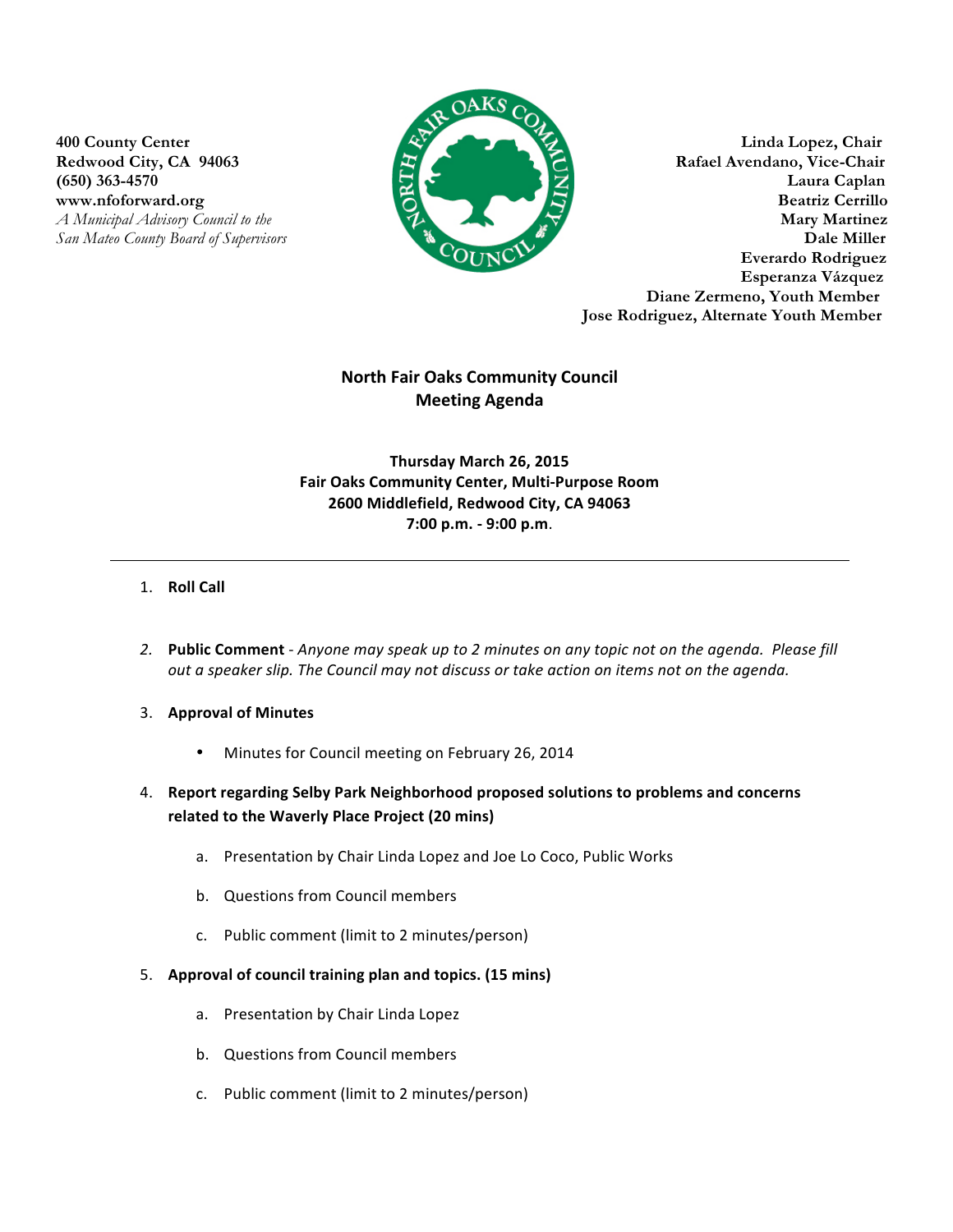400 County Center
Redwood City, CA 94063
(650) 363-4570
www.nfoforward.org
*A Municipal Advisory Council to the San Mateo County Board of Supervisors*

**Linda Lopez, Chair**
**Rafael Avendano, Vice-Chair**
**Laura Caplan**
**Beatriz Cerrillo**
**Mary Martinez**
**Dale Miller**
**Everardo Rodriguez**
**Esperanza Vázquez**
**Diane Zermeno, Youth Member**
**Jose Rodriguez, Alternate Youth Member**

# North Fair Oaks Community Council
# Meeting Agenda

**Thursday March 26, 2015**
**Fair Oaks Community Center, Multi-Purpose Room**
**2600 Middlefield, Redwood City, CA 94063**
**7:00 p.m. - 9:00 p.m.**

---

1. **Roll Call**

2. **Public Comment** - *Anyone may speak up to 2 minutes on any topic not on the agenda. Please fill out a speaker slip. The Council may not discuss or take action on items not on the agenda.*

3. **Approval of Minutes**
   - Minutes for Council meeting on February 26, 2014

4. **Report regarding Selby Park Neighborhood proposed solutions to problems and concerns related to the Waverly Place Project (20 mins)**
   a. Presentation by Chair Linda Lopez and Joe Lo Coco, Public Works
   b. Questions from Council members
   c. Public comment (limit to 2 minutes/person)

5. **Approval of council training plan and topics. (15 mins)**
   a. Presentation by Chair Linda Lopez
   b. Questions from Council members
   c. Public comment (limit to 2 minutes/person)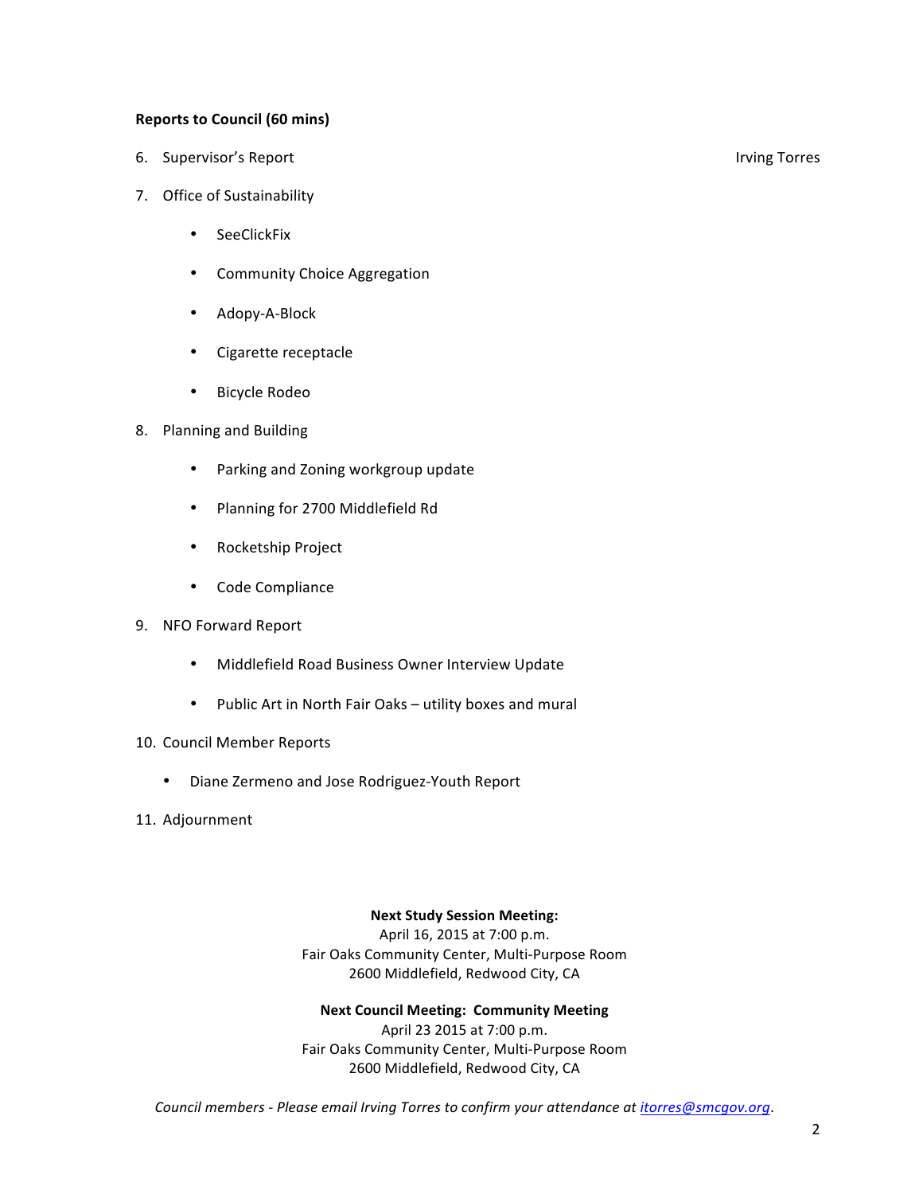**Reports to Council (60 mins)**

6. Supervisor's Report — Irving Torres
7. Office of Sustainability
    - SeeClickFix
    - Community Choice Aggregation
    - Adopy-A-Block
    - Cigarette receptacle
    - Bicycle Rodeo
8. Planning and Building
    - Parking and Zoning workgroup update
    - Planning for 2700 Middlefield Rd
    - Rocketship Project
    - Code Compliance
9. NFO Forward Report
    - Middlefield Road Business Owner Interview Update
    - Public Art in North Fair Oaks – utility boxes and mural
10. Council Member Reports
    - Diane Zermeno and Jose Rodriguez-Youth Report
11. Adjournment

**Next Study Session Meeting:**
April 16, 2015 at 7:00 p.m.
Fair Oaks Community Center, Multi-Purpose Room
2600 Middlefield, Redwood City, CA

**Next Council Meeting: Community Meeting**
April 23 2015 at 7:00 p.m.
Fair Oaks Community Center, Multi-Purpose Room
2600 Middlefield, Redwood City, CA

*Council members - Please email Irving Torres to confirm your attendance at [itorres@smcgov.org](mailto:itorres@smcgov.org).*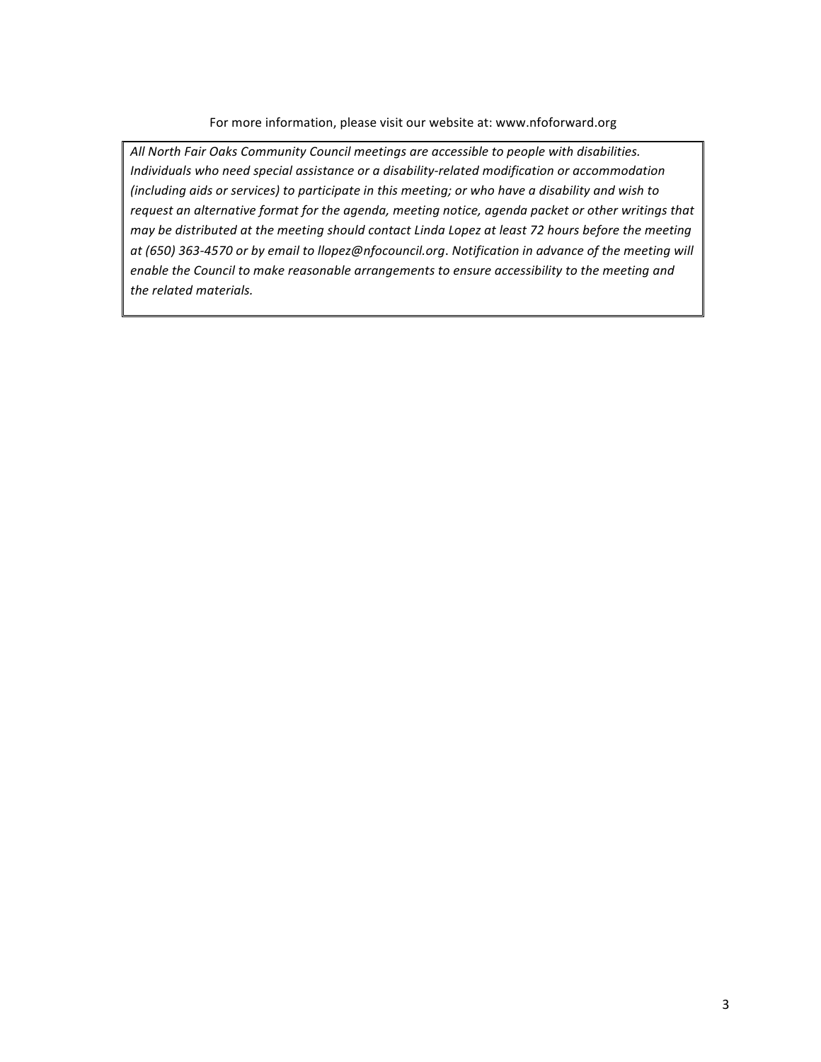For more information, please visit our website at: www.nfoforward.org

*All North Fair Oaks Community Council meetings are accessible to people with disabilities. Individuals who need special assistance or a disability-related modification or accommodation (including aids or services) to participate in this meeting; or who have a disability and wish to request an alternative format for the agenda, meeting notice, agenda packet or other writings that may be distributed at the meeting should contact Linda Lopez at least 72 hours before the meeting at (650) 363-4570 or by email to llopez@nfocouncil.org. Notification in advance of the meeting will enable the Council to make reasonable arrangements to ensure accessibility to the meeting and the related materials.*